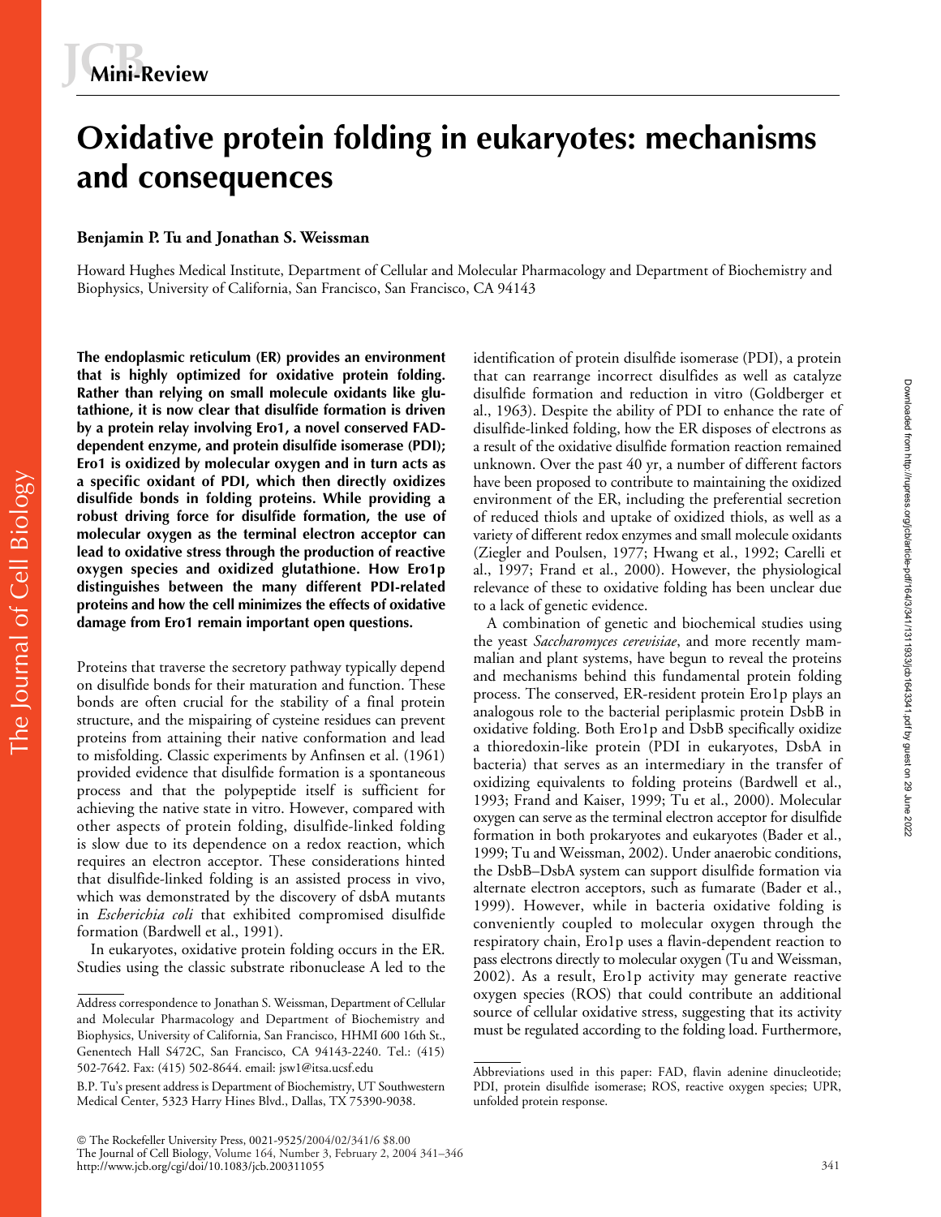Mini-Review

# Oxidative protein folding in eukaryotes: mechanisms and consequences

**Benjamin P. Tu and Jonathan S. Weissman**

Howard Hughes Medical Institute, Department of Cellular and Molecular Pharmacology and Department of Biochemistry and Biophysics, University of California, San Francisco, San Francisco, CA 94143

**The endoplasmic reticulum (ER) provides an environment that is highly optimized for oxidative protein folding. Rather than relying on small molecule oxidants like glutathione, it is now clear that disulfide formation is driven by a protein relay involving Ero1, a novel conserved FAD-dependent enzyme, and protein disulfide isomerase (PDI); Ero1 is oxidized by molecular oxygen and in turn acts as a specific oxidant of PDI, which then directly oxidizes disulfide bonds in folding proteins. While providing a robust driving force for disulfide formation, the use of molecular oxygen as the terminal electron acceptor can lead to oxidative stress through the production of reactive oxygen species and oxidized glutathione. How Ero1p distinguishes between the many different PDI-related proteins and how the cell minimizes the effects of oxidative damage from Ero1 remain important open questions.**

Proteins that traverse the secretory pathway typically depend on disulfide bonds for their maturation and function. These bonds are often crucial for the stability of a final protein structure, and the mispairing of cysteine residues can prevent proteins from attaining their native conformation and lead to misfolding. Classic experiments by Anfinsen et al. (1961) provided evidence that disulfide formation is a spontaneous process and that the polypeptide itself is sufficient for achieving the native state in vitro. However, compared with other aspects of protein folding, disulfide-linked folding is slow due to its dependence on a redox reaction, which requires an electron acceptor. These considerations hinted that disulfide-linked folding is an assisted process in vivo, which was demonstrated by the discovery of dsbA mutants in *Escherichia coli* that exhibited compromised disulfide formation (Bardwell et al., 1991).

In eukaryotes, oxidative protein folding occurs in the ER. Studies using the classic substrate ribonuclease A led to the identification of protein disulfide isomerase (PDI), a protein that can rearrange incorrect disulfides as well as catalyze disulfide formation and reduction in vitro (Goldberger et al., 1963). Despite the ability of PDI to enhance the rate of disulfide-linked folding, how the ER disposes of electrons as a result of the oxidative disulfide formation reaction remained unknown. Over the past 40 yr, a number of different factors have been proposed to contribute to maintaining the oxidized environment of the ER, including the preferential secretion of reduced thiols and uptake of oxidized thiols, as well as a variety of different redox enzymes and small molecule oxidants (Ziegler and Poulsen, 1977; Hwang et al., 1992; Carelli et al., 1997; Frand et al., 2000). However, the physiological relevance of these to oxidative folding has been unclear due to a lack of genetic evidence.

A combination of genetic and biochemical studies using the yeast *Saccharomyces cerevisiae*, and more recently mammalian and plant systems, have begun to reveal the proteins and mechanisms behind this fundamental protein folding process. The conserved, ER-resident protein Ero1p plays an analogous role to the bacterial periplasmic protein DsbB in oxidative folding. Both Ero1p and DsbB specifically oxidize a thioredoxin-like protein (PDI in eukaryotes, DsbA in bacteria) that serves as an intermediary in the transfer of oxidizing equivalents to folding proteins (Bardwell et al., 1993; Frand and Kaiser, 1999; Tu et al., 2000). Molecular oxygen can serve as the terminal electron acceptor for disulfide formation in both prokaryotes and eukaryotes (Bader et al., 1999; Tu and Weissman, 2002). Under anaerobic conditions, the DsbB–DsbA system can support disulfide formation via alternate electron acceptors, such as fumarate (Bader et al., 1999). However, while in bacteria oxidative folding is conveniently coupled to molecular oxygen through the respiratory chain, Ero1p uses a flavin-dependent reaction to pass electrons directly to molecular oxygen (Tu and Weissman, 2002). As a result, Ero1p activity may generate reactive oxygen species (ROS) that could contribute an additional source of cellular oxidative stress, suggesting that its activity must be regulated according to the folding load. Furthermore,

Address correspondence to Jonathan S. Weissman, Department of Cellular and Molecular Pharmacology and Department of Biochemistry and Biophysics, University of California, San Francisco, HHMI 600 16th St., Genentech Hall S472C, San Francisco, CA 94143-2240. Tel.: (415) 502-7642. Fax: (415) 502-8644. email: jsw1@itsa.ucsf.edu

B.P. Tu's present address is Department of Biochemistry, UT Southwestern Medical Center, 5323 Harry Hines Blvd., Dallas, TX 75390-9038.

Abbreviations used in this paper: FAD, flavin adenine dinucleotide; PDI, protein disulfide isomerase; ROS, reactive oxygen species; UPR, unfolded protein response.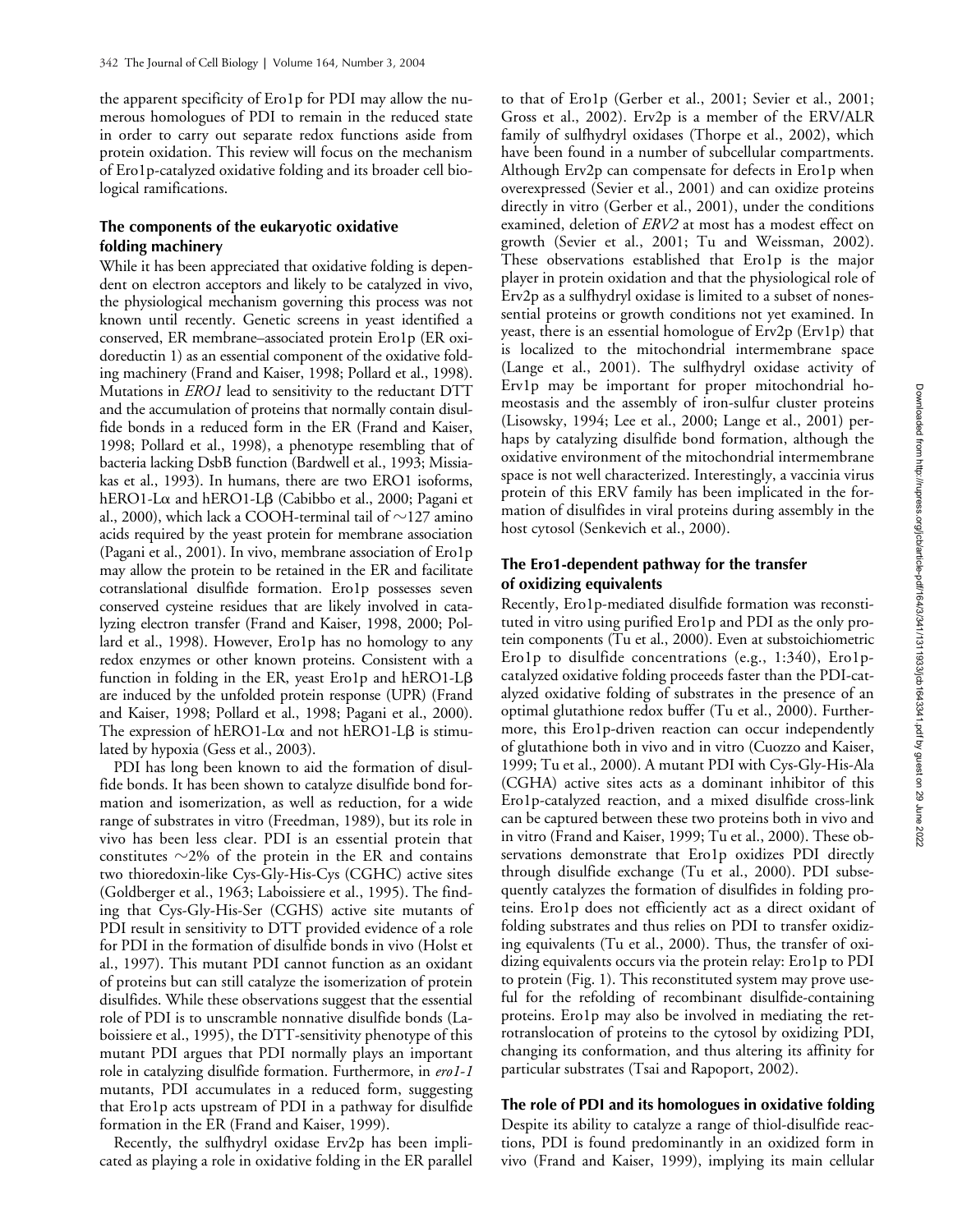the apparent specificity of Ero1p for PDI may allow the numerous homologues of PDI to remain in the reduced state in order to carry out separate redox functions aside from protein oxidation. This review will focus on the mechanism of Ero1p-catalyzed oxidative folding and its broader cell biological ramifications.

## The components of the eukaryotic oxidative folding machinery

While it has been appreciated that oxidative folding is dependent on electron acceptors and likely to be catalyzed in vivo, the physiological mechanism governing this process was not known until recently. Genetic screens in yeast identified a conserved, ER membrane–associated protein Ero1p (ER oxidoreductin 1) as an essential component of the oxidative folding machinery (Frand and Kaiser, 1998; Pollard et al., 1998). Mutations in *ERO1* lead to sensitivity to the reductant DTT and the accumulation of proteins that normally contain disulfide bonds in a reduced form in the ER (Frand and Kaiser, 1998; Pollard et al., 1998), a phenotype resembling that of bacteria lacking DsbB function (Bardwell et al., 1993; Missiakas et al., 1993). In humans, there are two ERO1 isoforms, hERO1-Lα and hERO1-Lβ (Cabibbo et al., 2000; Pagani et al., 2000), which lack a COOH-terminal tail of ∼127 amino acids required by the yeast protein for membrane association (Pagani et al., 2001). In vivo, membrane association of Ero1p may allow the protein to be retained in the ER and facilitate cotranslational disulfide formation. Ero1p possesses seven conserved cysteine residues that are likely involved in catalyzing electron transfer (Frand and Kaiser, 1998, 2000; Pollard et al., 1998). However, Ero1p has no homology to any redox enzymes or other known proteins. Consistent with a function in folding in the ER, yeast Ero1p and hERO1-Lβ are induced by the unfolded protein response (UPR) (Frand and Kaiser, 1998; Pollard et al., 1998; Pagani et al., 2000). The expression of hERO1-Lα and not hERO1-Lβ is stimulated by hypoxia (Gess et al., 2003).

PDI has long been known to aid the formation of disulfide bonds. It has been shown to catalyze disulfide bond formation and isomerization, as well as reduction, for a wide range of substrates in vitro (Freedman, 1989), but its role in vivo has been less clear. PDI is an essential protein that constitutes ∼2% of the protein in the ER and contains two thioredoxin-like Cys-Gly-His-Cys (CGHC) active sites (Goldberger et al., 1963; Laboissiere et al., 1995). The finding that Cys-Gly-His-Ser (CGHS) active site mutants of PDI result in sensitivity to DTT provided evidence of a role for PDI in the formation of disulfide bonds in vivo (Holst et al., 1997). This mutant PDI cannot function as an oxidant of proteins but can still catalyze the isomerization of protein disulfides. While these observations suggest that the essential role of PDI is to unscramble nonnative disulfide bonds (Laboissiere et al., 1995), the DTT-sensitivity phenotype of this mutant PDI argues that PDI normally plays an important role in catalyzing disulfide formation. Furthermore, in *ero1-1* mutants, PDI accumulates in a reduced form, suggesting that Ero1p acts upstream of PDI in a pathway for disulfide formation in the ER (Frand and Kaiser, 1999).

Recently, the sulfhydryl oxidase Erv2p has been implicated as playing a role in oxidative folding in the ER parallel to that of Ero1p (Gerber et al., 2001; Sevier et al., 2001; Gross et al., 2002). Erv2p is a member of the ERV/ALR family of sulfhydryl oxidases (Thorpe et al., 2002), which have been found in a number of subcellular compartments. Although Erv2p can compensate for defects in Ero1p when overexpressed (Sevier et al., 2001) and can oxidize proteins directly in vitro (Gerber et al., 2001), under the conditions examined, deletion of *ERV2* at most has a modest effect on growth (Sevier et al., 2001; Tu and Weissman, 2002). These observations established that Ero1p is the major player in protein oxidation and that the physiological role of Erv2p as a sulfhydryl oxidase is limited to a subset of nonessential proteins or growth conditions not yet examined. In yeast, there is an essential homologue of Erv2p (Erv1p) that is localized to the mitochondrial intermembrane space (Lange et al., 2001). The sulfhydryl oxidase activity of Erv1p may be important for proper mitochondrial homeostasis and the assembly of iron-sulfur cluster proteins (Lisowsky, 1994; Lee et al., 2000; Lange et al., 2001) perhaps by catalyzing disulfide bond formation, although the oxidative environment of the mitochondrial intermembrane space is not well characterized. Interestingly, a vaccinia virus protein of this ERV family has been implicated in the formation of disulfides in viral proteins during assembly in the host cytosol (Senkevich et al., 2000).

## The Ero1-dependent pathway for the transfer of oxidizing equivalents

Recently, Ero1p-mediated disulfide formation was reconstituted in vitro using purified Ero1p and PDI as the only protein components (Tu et al., 2000). Even at substoichiometric Ero1p to disulfide concentrations (e.g., 1:340), Ero1p-catalyzed oxidative folding proceeds faster than the PDI-catalyzed oxidative folding of substrates in the presence of an optimal glutathione redox buffer (Tu et al., 2000). Furthermore, this Ero1p-driven reaction can occur independently of glutathione both in vivo and in vitro (Cuozzo and Kaiser, 1999; Tu et al., 2000). A mutant PDI with Cys-Gly-His-Ala (CGHA) active sites acts as a dominant inhibitor of this Ero1p-catalyzed reaction, and a mixed disulfide cross-link can be captured between these two proteins both in vivo and in vitro (Frand and Kaiser, 1999; Tu et al., 2000). These observations demonstrate that Ero1p oxidizes PDI directly through disulfide exchange (Tu et al., 2000). PDI subsequently catalyzes the formation of disulfides in folding proteins. Ero1p does not efficiently act as a direct oxidant of folding substrates and thus relies on PDI to transfer oxidizing equivalents (Tu et al., 2000). Thus, the transfer of oxidizing equivalents occurs via the protein relay: Ero1p to PDI to protein (Fig. 1). This reconstituted system may prove useful for the refolding of recombinant disulfide-containing proteins. Ero1p may also be involved in mediating the retrotranslocation of proteins to the cytosol by oxidizing PDI, changing its conformation, and thus altering its affinity for particular substrates (Tsai and Rapoport, 2002).

## The role of PDI and its homologues in oxidative folding

Despite its ability to catalyze a range of thiol-disulfide reactions, PDI is found predominantly in an oxidized form in vivo (Frand and Kaiser, 1999), implying its main cellular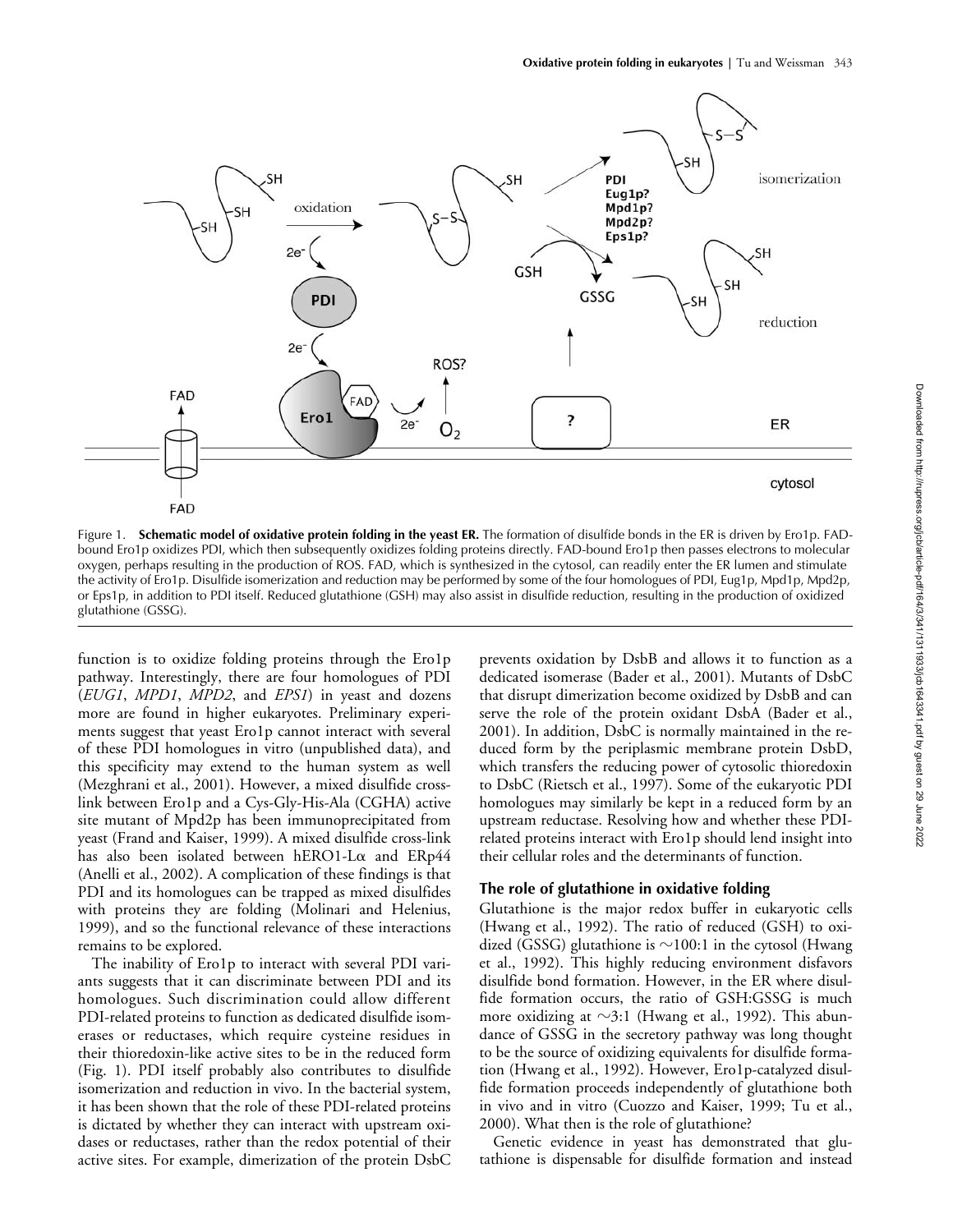Figure 1. **Schematic model of oxidative protein folding in the yeast ER.** The formation of disulfide bonds in the ER is driven by Ero1p. FAD-bound Ero1p oxidizes PDI, which then subsequently oxidizes folding proteins directly. FAD-bound Ero1p then passes electrons to molecular oxygen, perhaps resulting in the production of ROS. FAD, which is synthesized in the cytosol, can readily enter the ER lumen and stimulate the activity of Ero1p. Disulfide isomerization and reduction may be performed by some of the four homologues of PDI, Eug1p, Mpd1p, Mpd2p, or Eps1p, in addition to PDI itself. Reduced glutathione (GSH) may also assist in disulfide reduction, resulting in the production of oxidized glutathione (GSSG).

function is to oxidize folding proteins through the Ero1p pathway. Interestingly, there are four homologues of PDI (*EUG1*, *MPD1*, *MPD2*, and *EPS1*) in yeast and dozens more are found in higher eukaryotes. Preliminary experiments suggest that yeast Ero1p cannot interact with several of these PDI homologues in vitro (unpublished data), and this specificity may extend to the human system as well (Mezghrani et al., 2001). However, a mixed disulfide cross-link between Ero1p and a Cys-Gly-His-Ala (CGHA) active site mutant of Mpd2p has been immunoprecipitated from yeast (Frand and Kaiser, 1999). A mixed disulfide cross-link has also been isolated between hERO1-L$\alpha$ and ERp44 (Anelli et al., 2002). A complication of these findings is that PDI and its homologues can be trapped as mixed disulfides with proteins they are folding (Molinari and Helenius, 1999), and so the functional relevance of these interactions remains to be explored.

The inability of Ero1p to interact with several PDI variants suggests that it can discriminate between PDI and its homologues. Such discrimination could allow different PDI-related proteins to function as dedicated disulfide isomerases or reductases, which require cysteine residues in their thioredoxin-like active sites to be in the reduced form (Fig. 1). PDI itself probably also contributes to disulfide isomerization and reduction in vivo. In the bacterial system, it has been shown that the role of these PDI-related proteins is dictated by whether they can interact with upstream oxidases or reductases, rather than the redox potential of their active sites. For example, dimerization of the protein DsbC prevents oxidation by DsbB and allows it to function as a dedicated isomerase (Bader et al., 2001). Mutants of DsbC that disrupt dimerization become oxidized by DsbB and can serve the role of the protein oxidant DsbA (Bader et al., 2001). In addition, DsbC is normally maintained in the reduced form by the periplasmic membrane protein DsbD, which transfers the reducing power of cytosolic thioredoxin to DsbC (Rietsch et al., 1997). Some of the eukaryotic PDI homologues may similarly be kept in a reduced form by an upstream reductase. Resolving how and whether these PDI-related proteins interact with Ero1p should lend insight into their cellular roles and the determinants of function.

## The role of glutathione in oxidative folding

Glutathione is the major redox buffer in eukaryotic cells (Hwang et al., 1992). The ratio of reduced (GSH) to oxidized (GSSG) glutathione is ~100:1 in the cytosol (Hwang et al., 1992). This highly reducing environment disfavors disulfide bond formation. However, in the ER where disulfide formation occurs, the ratio of GSH:GSSG is much more oxidizing at ~3:1 (Hwang et al., 1992). This abundance of GSSG in the secretory pathway was long thought to be the source of oxidizing equivalents for disulfide formation (Hwang et al., 1992). However, Ero1p-catalyzed disulfide formation proceeds independently of glutathione both in vivo and in vitro (Cuozzo and Kaiser, 1999; Tu et al., 2000). What then is the role of glutathione?

Genetic evidence in yeast has demonstrated that glutathione is dispensable for disulfide formation and instead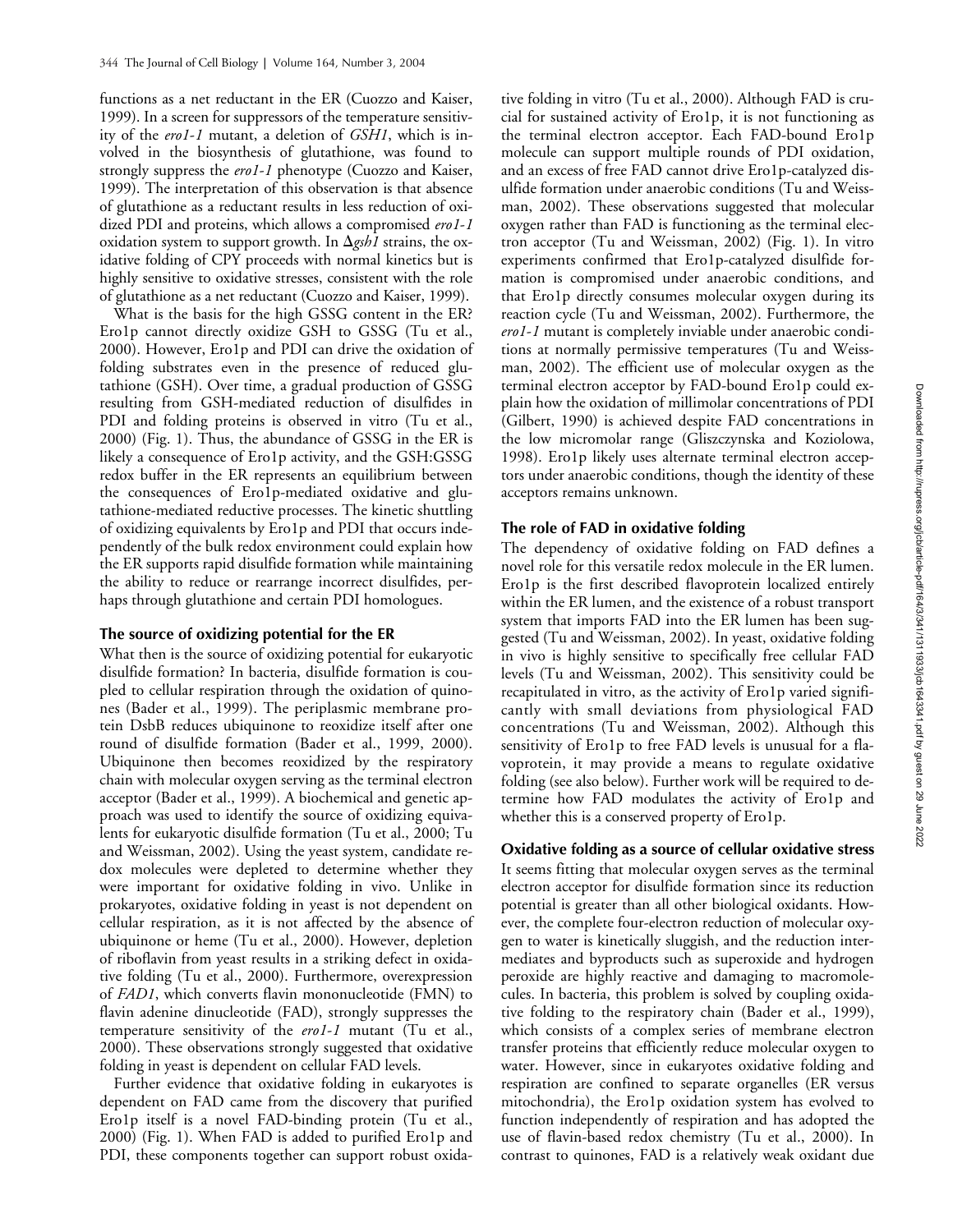functions as a net reductant in the ER (Cuozzo and Kaiser, 1999). In a screen for suppressors of the temperature sensitivity of the *ero1-1* mutant, a deletion of *GSH1*, which is involved in the biosynthesis of glutathione, was found to strongly suppress the *ero1-1* phenotype (Cuozzo and Kaiser, 1999). The interpretation of this observation is that absence of glutathione as a reductant results in less reduction of oxidized PDI and proteins, which allows a compromised *ero1-1* oxidation system to support growth. In $\Delta$*gsh1* strains, the oxidative folding of CPY proceeds with normal kinetics but is highly sensitive to oxidative stresses, consistent with the role of glutathione as a net reductant (Cuozzo and Kaiser, 1999).

What is the basis for the high GSSG content in the ER? Ero1p cannot directly oxidize GSH to GSSG (Tu et al., 2000). However, Ero1p and PDI can drive the oxidation of folding substrates even in the presence of reduced glutathione (GSH). Over time, a gradual production of GSSG resulting from GSH-mediated reduction of disulfides in PDI and folding proteins is observed in vitro (Tu et al., 2000) (Fig. 1). Thus, the abundance of GSSG in the ER is likely a consequence of Ero1p activity, and the GSH:GSSG redox buffer in the ER represents an equilibrium between the consequences of Ero1p-mediated oxidative and glutathione-mediated reductive processes. The kinetic shuttling of oxidizing equivalents by Ero1p and PDI that occurs independently of the bulk redox environment could explain how the ER supports rapid disulfide formation while maintaining the ability to reduce or rearrange incorrect disulfides, perhaps through glutathione and certain PDI homologues.

## The source of oxidizing potential for the ER

What then is the source of oxidizing potential for eukaryotic disulfide formation? In bacteria, disulfide formation is coupled to cellular respiration through the oxidation of quinones (Bader et al., 1999). The periplasmic membrane protein DsbB reduces ubiquinone to reoxidize itself after one round of disulfide formation (Bader et al., 1999, 2000). Ubiquinone then becomes reoxidized by the respiratory chain with molecular oxygen serving as the terminal electron acceptor (Bader et al., 1999). A biochemical and genetic approach was used to identify the source of oxidizing equivalents for eukaryotic disulfide formation (Tu et al., 2000; Tu and Weissman, 2002). Using the yeast system, candidate redox molecules were depleted to determine whether they were important for oxidative folding in vivo. Unlike in prokaryotes, oxidative folding in yeast is not dependent on cellular respiration, as it is not affected by the absence of ubiquinone or heme (Tu et al., 2000). However, depletion of riboflavin from yeast results in a striking defect in oxidative folding (Tu et al., 2000). Furthermore, overexpression of *FAD1*, which converts flavin mononucleotide (FMN) to flavin adenine dinucleotide (FAD), strongly suppresses the temperature sensitivity of the *ero1-1* mutant (Tu et al., 2000). These observations strongly suggested that oxidative folding in yeast is dependent on cellular FAD levels.

Further evidence that oxidative folding in eukaryotes is dependent on FAD came from the discovery that purified Ero1p itself is a novel FAD-binding protein (Tu et al., 2000) (Fig. 1). When FAD is added to purified Ero1p and PDI, these components together can support robust oxidative folding in vitro (Tu et al., 2000). Although FAD is crucial for sustained activity of Ero1p, it is not functioning as the terminal electron acceptor. Each FAD-bound Ero1p molecule can support multiple rounds of PDI oxidation, and an excess of free FAD cannot drive Ero1p-catalyzed disulfide formation under anaerobic conditions (Tu and Weissman, 2002). These observations suggested that molecular oxygen rather than FAD is functioning as the terminal electron acceptor (Tu and Weissman, 2002) (Fig. 1). In vitro experiments confirmed that Ero1p-catalyzed disulfide formation is compromised under anaerobic conditions, and that Ero1p directly consumes molecular oxygen during its reaction cycle (Tu and Weissman, 2002). Furthermore, the *ero1-1* mutant is completely inviable under anaerobic conditions at normally permissive temperatures (Tu and Weissman, 2002). The efficient use of molecular oxygen as the terminal electron acceptor by FAD-bound Ero1p could explain how the oxidation of millimolar concentrations of PDI (Gilbert, 1990) is achieved despite FAD concentrations in the low micromolar range (Gliszczynska and Koziolowa, 1998). Ero1p likely uses alternate terminal electron acceptors under anaerobic conditions, though the identity of these acceptors remains unknown.

## The role of FAD in oxidative folding

The dependency of oxidative folding on FAD defines a novel role for this versatile redox molecule in the ER lumen. Ero1p is the first described flavoprotein localized entirely within the ER lumen, and the existence of a robust transport system that imports FAD into the ER lumen has been suggested (Tu and Weissman, 2002). In yeast, oxidative folding in vivo is highly sensitive to specifically free cellular FAD levels (Tu and Weissman, 2002). This sensitivity could be recapitulated in vitro, as the activity of Ero1p varied significantly with small deviations from physiological FAD concentrations (Tu and Weissman, 2002). Although this sensitivity of Ero1p to free FAD levels is unusual for a flavoprotein, it may provide a means to regulate oxidative folding (see also below). Further work will be required to determine how FAD modulates the activity of Ero1p and whether this is a conserved property of Ero1p.

## Oxidative folding as a source of cellular oxidative stress

It seems fitting that molecular oxygen serves as the terminal electron acceptor for disulfide formation since its reduction potential is greater than all other biological oxidants. However, the complete four-electron reduction of molecular oxygen to water is kinetically sluggish, and the reduction intermediates and byproducts such as superoxide and hydrogen peroxide are highly reactive and damaging to macromolecules. In bacteria, this problem is solved by coupling oxidative folding to the respiratory chain (Bader et al., 1999), which consists of a complex series of membrane electron transfer proteins that efficiently reduce molecular oxygen to water. However, since in eukaryotes oxidative folding and respiration are confined to separate organelles (ER versus mitochondria), the Ero1p oxidation system has evolved to function independently of respiration and has adopted the use of flavin-based redox chemistry (Tu et al., 2000). In contrast to quinones, FAD is a relatively weak oxidant due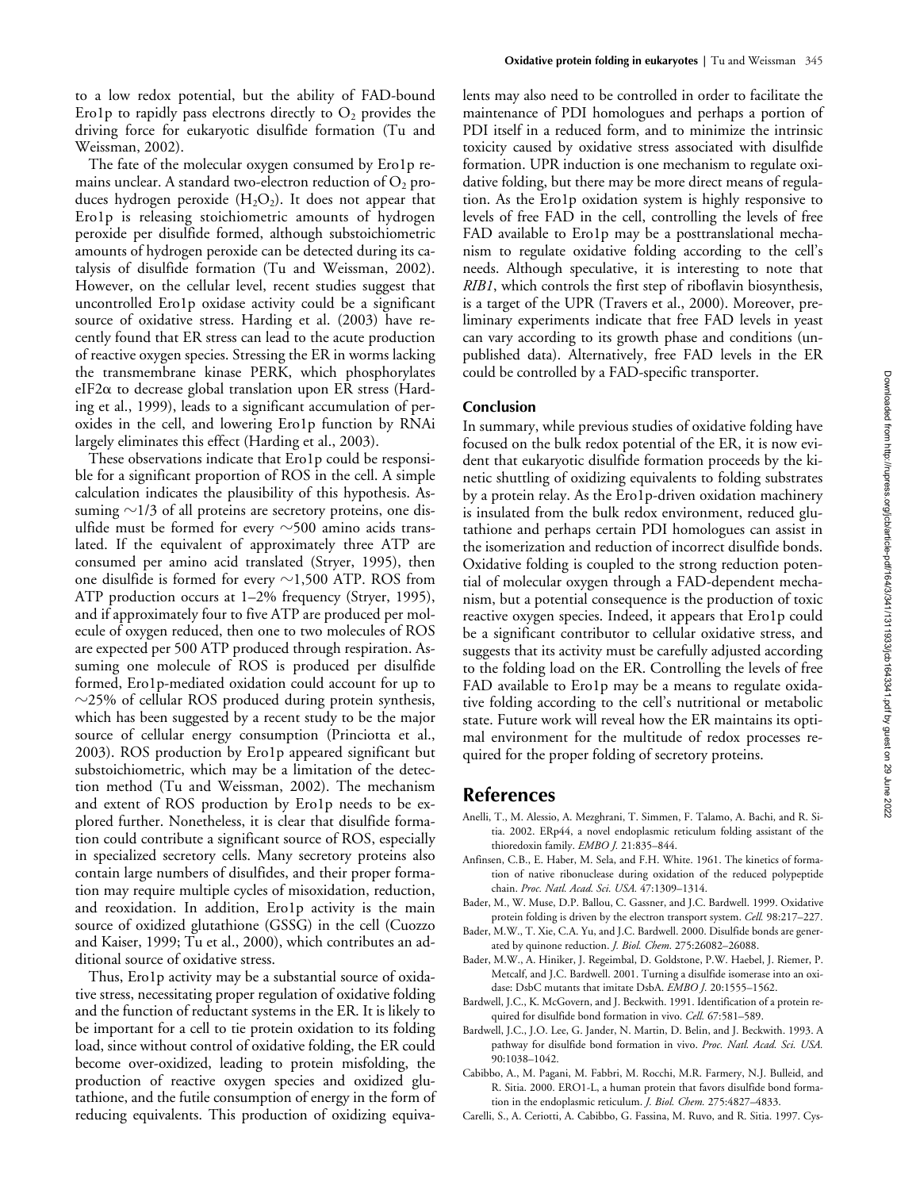to a low redox potential, but the ability of FAD-bound Ero1p to rapidly pass electrons directly to $O_2$ provides the driving force for eukaryotic disulfide formation (Tu and Weissman, 2002).

The fate of the molecular oxygen consumed by Ero1p remains unclear. A standard two-electron reduction of $O_2$ produces hydrogen peroxide ($H_2O_2$). It does not appear that Ero1p is releasing stoichiometric amounts of hydrogen peroxide per disulfide formed, although substoichiometric amounts of hydrogen peroxide can be detected during its catalysis of disulfide formation (Tu and Weissman, 2002). However, on the cellular level, recent studies suggest that uncontrolled Ero1p oxidase activity could be a significant source of oxidative stress. Harding et al. (2003) have recently found that ER stress can lead to the acute production of reactive oxygen species. Stressing the ER in worms lacking the transmembrane kinase PERK, which phosphorylates eIF2$\alpha$ to decrease global translation upon ER stress (Harding et al., 1999), leads to a significant accumulation of peroxides in the cell, and lowering Ero1p function by RNAi largely eliminates this effect (Harding et al., 2003).

These observations indicate that Ero1p could be responsible for a significant proportion of ROS in the cell. A simple calculation indicates the plausibility of this hypothesis. Assuming ~1/3 of all proteins are secretory proteins, one disulfide must be formed for every ~500 amino acids translated. If the equivalent of approximately three ATP are consumed per amino acid translated (Stryer, 1995), then one disulfide is formed for every ~1,500 ATP. ROS from ATP production occurs at 1–2% frequency (Stryer, 1995), and if approximately four to five ATP are produced per molecule of oxygen reduced, then one to two molecules of ROS are expected per 500 ATP produced through respiration. Assuming one molecule of ROS is produced per disulfide formed, Ero1p-mediated oxidation could account for up to ~25% of cellular ROS produced during protein synthesis, which has been suggested by a recent study to be the major source of cellular energy consumption (Princiotta et al., 2003). ROS production by Ero1p appeared significant but substoichiometric, which may be a limitation of the detection method (Tu and Weissman, 2002). The mechanism and extent of ROS production by Ero1p needs to be explored further. Nonetheless, it is clear that disulfide formation could contribute a significant source of ROS, especially in specialized secretory cells. Many secretory proteins also contain large numbers of disulfides, and their proper formation may require multiple cycles of misoxidation, reduction, and reoxidation. In addition, Ero1p activity is the main source of oxidized glutathione (GSSG) in the cell (Cuozzo and Kaiser, 1999; Tu et al., 2000), which contributes an additional source of oxidative stress.

Thus, Ero1p activity may be a substantial source of oxidative stress, necessitating proper regulation of oxidative folding and the function of reductant systems in the ER. It is likely to be important for a cell to tie protein oxidation to its folding load, since without control of oxidative folding, the ER could become over-oxidized, leading to protein misfolding, the production of reactive oxygen species and oxidized glutathione, and the futile consumption of energy in the form of reducing equivalents. This production of oxidizing equivalents may also need to be controlled in order to facilitate the maintenance of PDI homologues and perhaps a portion of PDI itself in a reduced form, and to minimize the intrinsic toxicity caused by oxidative stress associated with disulfide formation. UPR induction is one mechanism to regulate oxidative folding, but there may be more direct means of regulation. As the Ero1p oxidation system is highly responsive to levels of free FAD in the cell, controlling the levels of free FAD available to Ero1p may be a posttranslational mechanism to regulate oxidative folding according to the cell's needs. Although speculative, it is interesting to note that *RIB1*, which controls the first step of riboflavin biosynthesis, is a target of the UPR (Travers et al., 2000). Moreover, preliminary experiments indicate that free FAD levels in yeast can vary according to its growth phase and conditions (unpublished data). Alternatively, free FAD levels in the ER could be controlled by a FAD-specific transporter.

### Conclusion

In summary, while previous studies of oxidative folding have focused on the bulk redox potential of the ER, it is now evident that eukaryotic disulfide formation proceeds by the kinetic shuttling of oxidizing equivalents to folding substrates by a protein relay. As the Ero1p-driven oxidation machinery is insulated from the bulk redox environment, reduced glutathione and perhaps certain PDI homologues can assist in the isomerization and reduction of incorrect disulfide bonds. Oxidative folding is coupled to the strong reduction potential of molecular oxygen through a FAD-dependent mechanism, but a potential consequence is the production of toxic reactive oxygen species. Indeed, it appears that Ero1p could be a significant contributor to cellular oxidative stress, and suggests that its activity must be carefully adjusted according to the folding load on the ER. Controlling the levels of free FAD available to Ero1p may be a means to regulate oxidative folding according to the cell's nutritional or metabolic state. Future work will reveal how the ER maintains its optimal environment for the multitude of redox processes required for the proper folding of secretory proteins.

## References

Anelli, T., M. Alessio, A. Mezghrani, T. Simmen, F. Talamo, A. Bachi, and R. Sitia. 2002. ERp44, a novel endoplasmic reticulum folding assistant of the thioredoxin family. *EMBO J.* 21:835–844.

Anfinsen, C.B., E. Haber, M. Sela, and F.H. White. 1961. The kinetics of formation of native ribonuclease during oxidation of the reduced polypeptide chain. *Proc. Natl. Acad. Sci. USA.* 47:1309–1314.

Bader, M., W. Muse, D.P. Ballou, C. Gassner, and J.C. Bardwell. 1999. Oxidative protein folding is driven by the electron transport system. *Cell.* 98:217–227.

Bader, M.W., T. Xie, C.A. Yu, and J.C. Bardwell. 2000. Disulfide bonds are generated by quinone reduction. *J. Biol. Chem.* 275:26082–26088.

Bader, M.W., A. Hiniker, J. Regeimbal, D. Goldstone, P.W. Haebel, J. Riemer, P. Metcalf, and J.C. Bardwell. 2001. Turning a disulfide isomerase into an oxidase: DsbC mutants that imitate DsbA. *EMBO J.* 20:1555–1562.

Bardwell, J.C., K. McGovern, and J. Beckwith. 1991. Identification of a protein required for disulfide bond formation in vivo. *Cell.* 67:581–589.

Bardwell, J.C., J.O. Lee, G. Jander, N. Martin, D. Belin, and J. Beckwith. 1993. A pathway for disulfide bond formation in vivo. *Proc. Natl. Acad. Sci. USA.* 90:1038–1042.

Cabibbo, A., M. Pagani, M. Fabbri, M. Rocchi, M.R. Farmery, N.J. Bulleid, and R. Sitia. 2000. ERO1-L, a human protein that favors disulfide bond formation in the endoplasmic reticulum. *J. Biol. Chem.* 275:4827–4833.

Carelli, S., A. Ceriotti, A. Cabibbo, G. Fassina, M. Ruvo, and R. Sitia. 1997. Cys-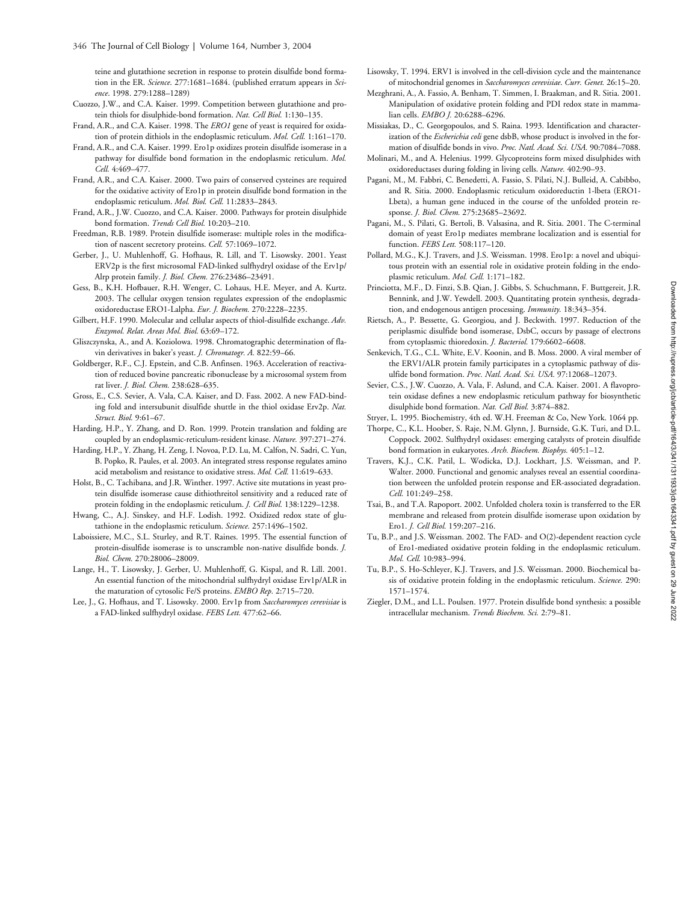teine and glutathione secretion in response to protein disulfide bond formation in the ER. *Science*. 277:1681–1684. (published erratum appears in *Science*. 1998. 279:1288–1289)

Cuozzo, J.W., and C.A. Kaiser. 1999. Competition between glutathione and protein thiols for disulphide-bond formation. *Nat. Cell Biol.* 1:130–135.

Frand, A.R., and C.A. Kaiser. 1998. The *ERO1* gene of yeast is required for oxidation of protein dithiols in the endoplasmic reticulum. *Mol. Cell.* 1:161–170.

Frand, A.R., and C.A. Kaiser. 1999. Ero1p oxidizes protein disulfide isomerase in a pathway for disulfide bond formation in the endoplasmic reticulum. *Mol. Cell.* 4:469–477.

Frand, A.R., and C.A. Kaiser. 2000. Two pairs of conserved cysteines are required for the oxidative activity of Ero1p in protein disulfide bond formation in the endoplasmic reticulum. *Mol. Biol. Cell.* 11:2833–2843.

Frand, A.R., J.W. Cuozzo, and C.A. Kaiser. 2000. Pathways for protein disulphide bond formation. *Trends Cell Biol.* 10:203–210.

Freedman, R.B. 1989. Protein disulfide isomerase: multiple roles in the modification of nascent secretory proteins. *Cell.* 57:1069–1072.

Gerber, J., U. Muhlenhoff, G. Hofhaus, R. Lill, and T. Lisowsky. 2001. Yeast ERV2p is the first microsomal FAD-linked sulfhydryl oxidase of the Erv1p/Alrp protein family. *J. Biol. Chem.* 276:23486–23491.

Gess, B., K.H. Hofbauer, R.H. Wenger, C. Lohaus, H.E. Meyer, and A. Kurtz. 2003. The cellular oxygen tension regulates expression of the endoplasmic oxidoreductase ERO1-Lalpha. *Eur. J. Biochem.* 270:2228–2235.

Gilbert, H.F. 1990. Molecular and cellular aspects of thiol-disulfide exchange. *Adv. Enzymol. Relat. Areas Mol. Biol.* 63:69–172.

Gliszczynska, A., and A. Koziolowa. 1998. Chromatographic determination of flavin derivatives in baker's yeast. *J. Chromatogr. A.* 822:59–66.

Goldberger, R.F., C.J. Epstein, and C.B. Anfinsen. 1963. Acceleration of reactivation of reduced bovine pancreatic ribonuclease by a microsomal system from rat liver. *J. Biol. Chem.* 238:628–635.

Gross, E., C.S. Sevier, A. Vala, C.A. Kaiser, and D. Fass. 2002. A new FAD-binding fold and intersubunit disulfide shuttle in the thiol oxidase Erv2p. *Nat. Struct. Biol.* 9:61–67.

Harding, H.P., Y. Zhang, and D. Ron. 1999. Protein translation and folding are coupled by an endoplasmic-reticulum-resident kinase. *Nature.* 397:271–274.

Harding, H.P., Y. Zhang, H. Zeng, I. Novoa, P.D. Lu, M. Calfon, N. Sadri, C. Yun, B. Popko, R. Paules, et al. 2003. An integrated stress response regulates amino acid metabolism and resistance to oxidative stress. *Mol. Cell.* 11:619–633.

Holst, B., C. Tachibana, and J.R. Winther. 1997. Active site mutations in yeast protein disulfide isomerase cause dithiothreitol sensitivity and a reduced rate of protein folding in the endoplasmic reticulum. *J. Cell Biol.* 138:1229–1238.

Hwang, C., A.J. Sinskey, and H.F. Lodish. 1992. Oxidized redox state of glutathione in the endoplasmic reticulum. *Science.* 257:1496–1502.

Laboissiere, M.C., S.L. Sturley, and R.T. Raines. 1995. The essential function of protein-disulfide isomerase is to unscramble non-native disulfide bonds. *J. Biol. Chem.* 270:28006–28009.

Lange, H., T. Lisowsky, J. Gerber, U. Muhlenhoff, G. Kispal, and R. Lill. 2001. An essential function of the mitochondrial sulfhydryl oxidase Erv1p/ALR in the maturation of cytosolic Fe/S proteins. *EMBO Rep.* 2:715–720.

Lee, J., G. Hofhaus, and T. Lisowsky. 2000. Erv1p from *Saccharomyces cerevisiae* is a FAD-linked sulfhydryl oxidase. *FEBS Lett.* 477:62–66.

Lisowsky, T. 1994. ERV1 is involved in the cell-division cycle and the maintenance of mitochondrial genomes in *Saccharomyces cerevisiae*. *Curr. Genet.* 26:15–20.

Mezghrani, A., A. Fassio, A. Benham, T. Simmen, I. Braakman, and R. Sitia. 2001. Manipulation of oxidative protein folding and PDI redox state in mammalian cells. *EMBO J.* 20:6288–6296.

Missiakas, D., C. Georgopoulos, and S. Raina. 1993. Identification and characterization of the *Escherichia coli* gene dsbB, whose product is involved in the formation of disulfide bonds in vivo. *Proc. Natl. Acad. Sci. USA.* 90:7084–7088.

Molinari, M., and A. Helenius. 1999. Glycoproteins form mixed disulphides with oxidoreductases during folding in living cells. *Nature.* 402:90–93.

Pagani, M., M. Fabbri, C. Benedetti, A. Fassio, S. Pilati, N.J. Bulleid, A. Cabibbo, and R. Sitia. 2000. Endoplasmic reticulum oxidoreductin 1-lbeta (ERO1-Lbeta), a human gene induced in the course of the unfolded protein response. *J. Biol. Chem.* 275:23685–23692.

Pagani, M., S. Pilati, G. Bertoli, B. Valsasina, and R. Sitia. 2001. The C-terminal domain of yeast Ero1p mediates membrane localization and is essential for function. *FEBS Lett.* 508:117–120.

Pollard, M.G., K.J. Travers, and J.S. Weissman. 1998. Ero1p: a novel and ubiquitous protein with an essential role in oxidative protein folding in the endoplasmic reticulum. *Mol. Cell.* 1:171–182.

Princiotta, M.F., D. Finzi, S.B. Qian, J. Gibbs, S. Schuchmann, F. Buttgereit, J.R. Bennink, and J.W. Yewdell. 2003. Quantitating protein synthesis, degradation, and endogenous antigen processing. *Immunity.* 18:343–354.

Rietsch, A., P. Bessette, G. Georgiou, and J. Beckwith. 1997. Reduction of the periplasmic disulfide bond isomerase, DsbC, occurs by passage of electrons from cytoplasmic thioredoxin. *J. Bacteriol.* 179:6602–6608.

Senkevich, T.G., C.L. White, E.V. Koonin, and B. Moss. 2000. A viral member of the ERV1/ALR protein family participates in a cytoplasmic pathway of disulfide bond formation. *Proc. Natl. Acad. Sci. USA.* 97:12068–12073.

Sevier, C.S., J.W. Cuozzo, A. Vala, F. Aslund, and C.A. Kaiser. 2001. A flavoprotein oxidase defines a new endoplasmic reticulum pathway for biosynthetic disulphide bond formation. *Nat. Cell Biol.* 3:874–882.

Stryer, L. 1995. Biochemistry, 4th ed. W.H. Freeman & Co, New York. 1064 pp.

Thorpe, C., K.L. Hoober, S. Raje, N.M. Glynn, J. Burnside, G.K. Turi, and D.L. Coppock. 2002. Sulfhydryl oxidases: emerging catalysts of protein disulfide bond formation in eukaryotes. *Arch. Biochem. Biophys.* 405:1–12.

Travers, K.J., C.K. Patil, L. Wodicka, D.J. Lockhart, J.S. Weissman, and P. Walter. 2000. Functional and genomic analyses reveal an essential coordination between the unfolded protein response and ER-associated degradation. *Cell.* 101:249–258.

Tsai, B., and T.A. Rapoport. 2002. Unfolded cholera toxin is transferred to the ER membrane and released from protein disulfide isomerase upon oxidation by Ero1. *J. Cell Biol.* 159:207–216.

Tu, B.P., and J.S. Weissman. 2002. The FAD- and O(2)-dependent reaction cycle of Ero1-mediated oxidative protein folding in the endoplasmic reticulum. *Mol. Cell.* 10:983–994.

Tu, B.P., S. Ho-Schleyer, K.J. Travers, and J.S. Weissman. 2000. Biochemical basis of oxidative protein folding in the endoplasmic reticulum. *Science.* 290:1571–1574.

Ziegler, D.M., and L.L. Poulsen. 1977. Protein disulfide bond synthesis: a possible intracellular mechanism. *Trends Biochem. Sci.* 2:79–81.